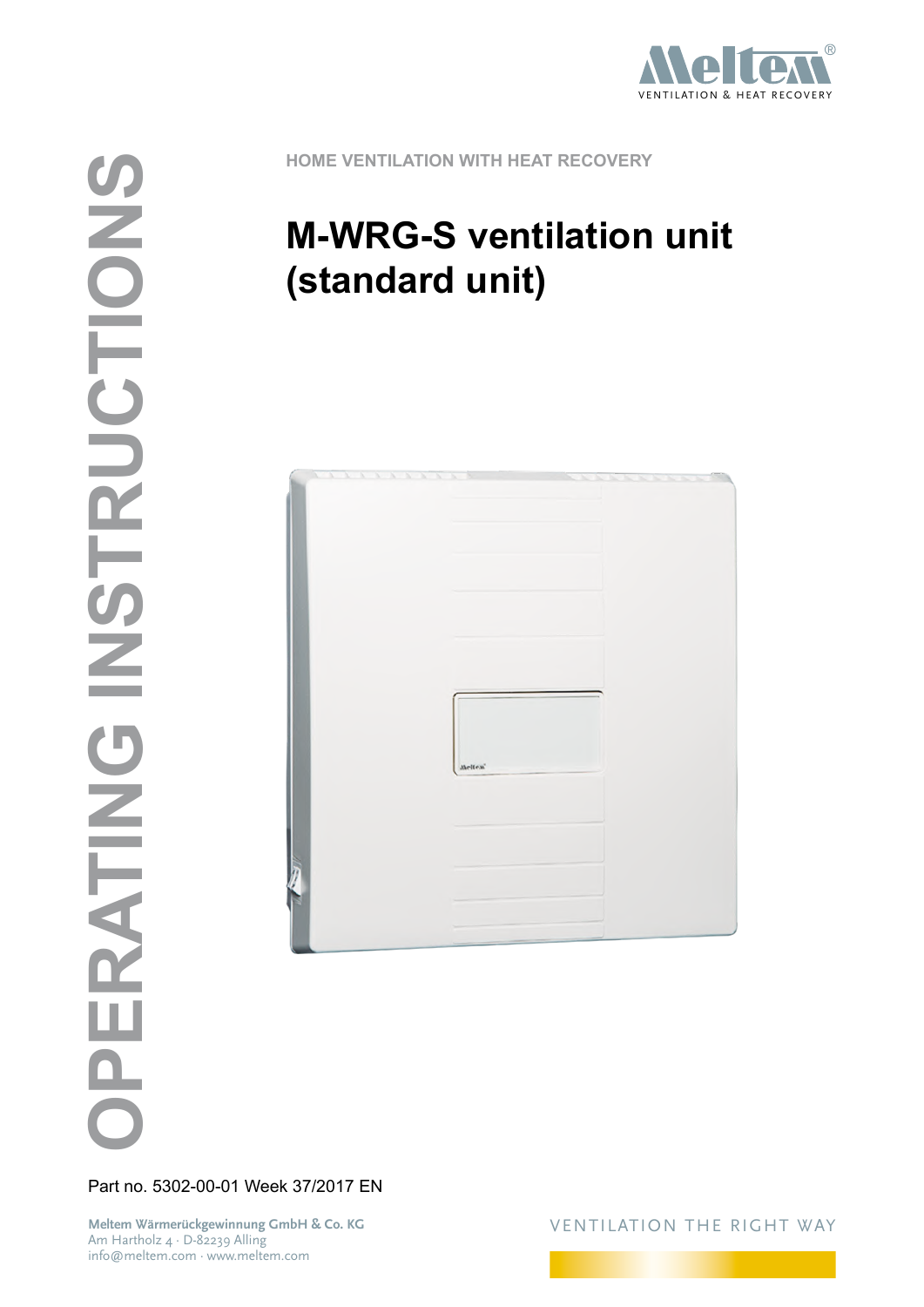VENTILATION & HEAT RECOVERY

# OPERATING INSTRUCTIONS

HOME VENTILATION WITH HEAT RECOVERY

## M-WRG-S ventilation unit (standard unit)

Part no. 5302-00-01 Week 37/2017 EN

**Meltem Wärmerückgewinnung GmbH & Co. KG**
Am Hartholz 4 · D-82239 Alling
info@meltem.com · www.meltem.com

VENTILATION THE RIGHT WAY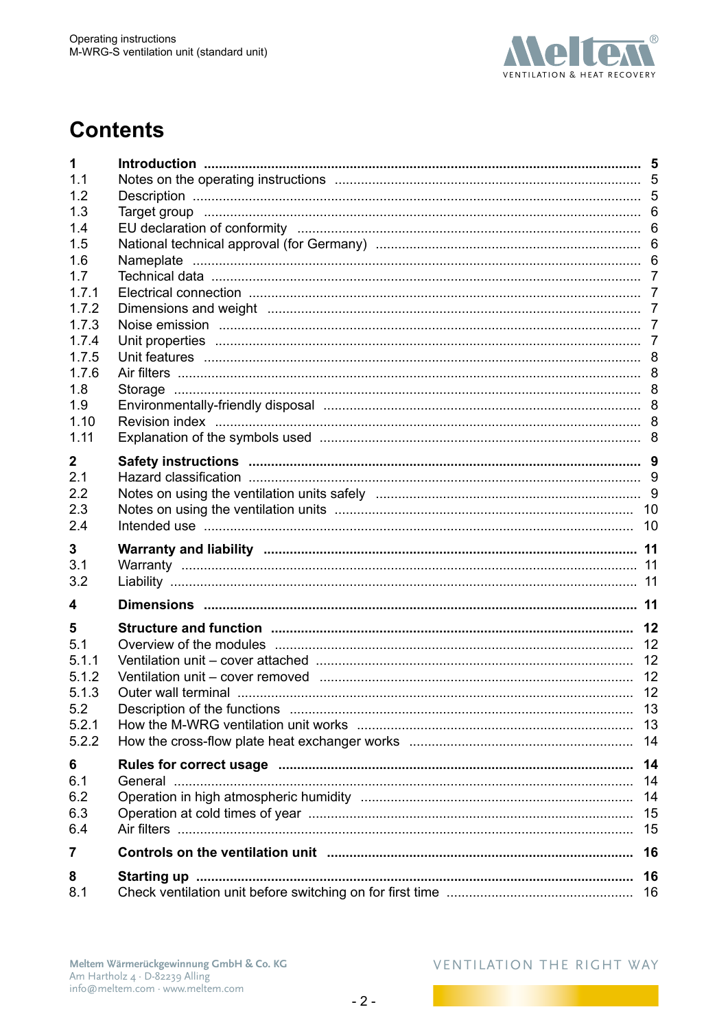# Contents

| | | |
|---|---|---|
| **1** | **Introduction** | **5** |
| 1.1 | Notes on the operating instructions | 5 |
| 1.2 | Description | 5 |
| 1.3 | Target group | 6 |
| 1.4 | EU declaration of conformity | 6 |
| 1.5 | National technical approval (for Germany) | 6 |
| 1.6 | Nameplate | 6 |
| 1.7 | Technical data | 7 |
| 1.7.1 | Electrical connection | 7 |
| 1.7.2 | Dimensions and weight | 7 |
| 1.7.3 | Noise emission | 7 |
| 1.7.4 | Unit properties | 7 |
| 1.7.5 | Unit features | 8 |
| 1.7.6 | Air filters | 8 |
| 1.8 | Storage | 8 |
| 1.9 | Environmentally-friendly disposal | 8 |
| 1.10 | Revision index | 8 |
| 1.11 | Explanation of the symbols used | 8 |
| **2** | **Safety instructions** | **9** |
| 2.1 | Hazard classification | 9 |
| 2.2 | Notes on using the ventilation units safely | 9 |
| 2.3 | Notes on using the ventilation units | 10 |
| 2.4 | Intended use | 10 |
| **3** | **Warranty and liability** | **11** |
| 3.1 | Warranty | 11 |
| 3.2 | Liability | 11 |
| **4** | **Dimensions** | **11** |
| **5** | **Structure and function** | **12** |
| 5.1 | Overview of the modules | 12 |
| 5.1.1 | Ventilation unit – cover attached | 12 |
| 5.1.2 | Ventilation unit – cover removed | 12 |
| 5.1.3 | Outer wall terminal | 12 |
| 5.2 | Description of the functions | 13 |
| 5.2.1 | How the M-WRG ventilation unit works | 13 |
| 5.2.2 | How the cross-flow plate heat exchanger works | 14 |
| **6** | **Rules for correct usage** | **14** |
| 6.1 | General | 14 |
| 6.2 | Operation in high atmospheric humidity | 14 |
| 6.3 | Operation at cold times of year | 15 |
| 6.4 | Air filters | 15 |
| **7** | **Controls on the ventilation unit** | **16** |
| **8** | **Starting up** | **16** |
| 8.1 | Check ventilation unit before switching on for first time | 16 |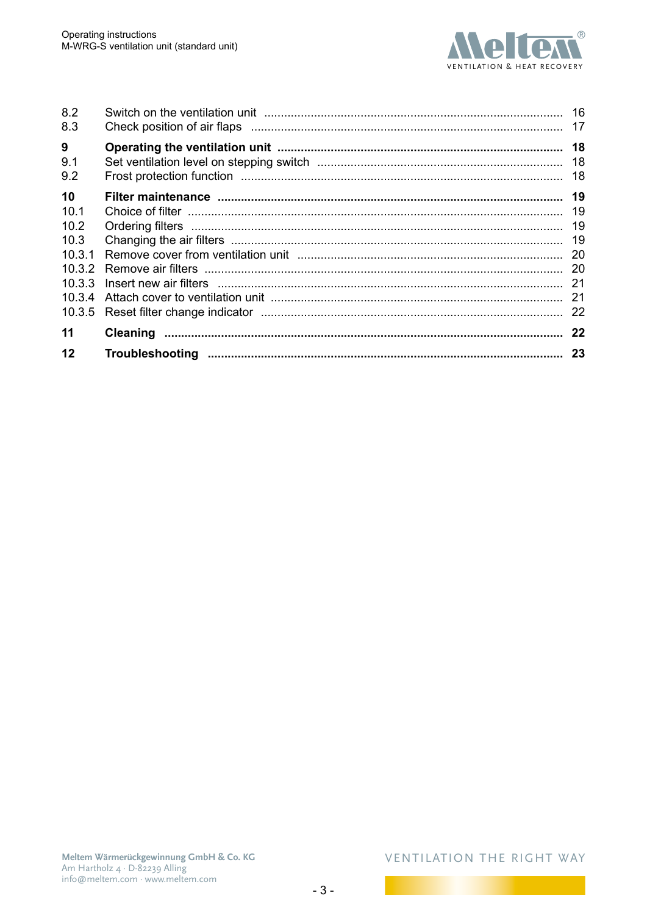| | | |
|---|---|---|
| 8.2 | Switch on the ventilation unit | 16 |
| 8.3 | Check position of air flaps | 17 |
| **9** | **Operating the ventilation unit** | **18** |
| 9.1 | Set ventilation level on stepping switch | 18 |
| 9.2 | Frost protection function | 18 |
| **10** | **Filter maintenance** | **19** |
| 10.1 | Choice of filter | 19 |
| 10.2 | Ordering filters | 19 |
| 10.3 | Changing the air filters | 19 |
| 10.3.1 | Remove cover from ventilation unit | 20 |
| 10.3.2 | Remove air filters | 20 |
| 10.3.3 | Insert new air filters | 21 |
| 10.3.4 | Attach cover to ventilation unit | 21 |
| 10.3.5 | Reset filter change indicator | 22 |
| **11** | **Cleaning** | **22** |
| **12** | **Troubleshooting** | **23** |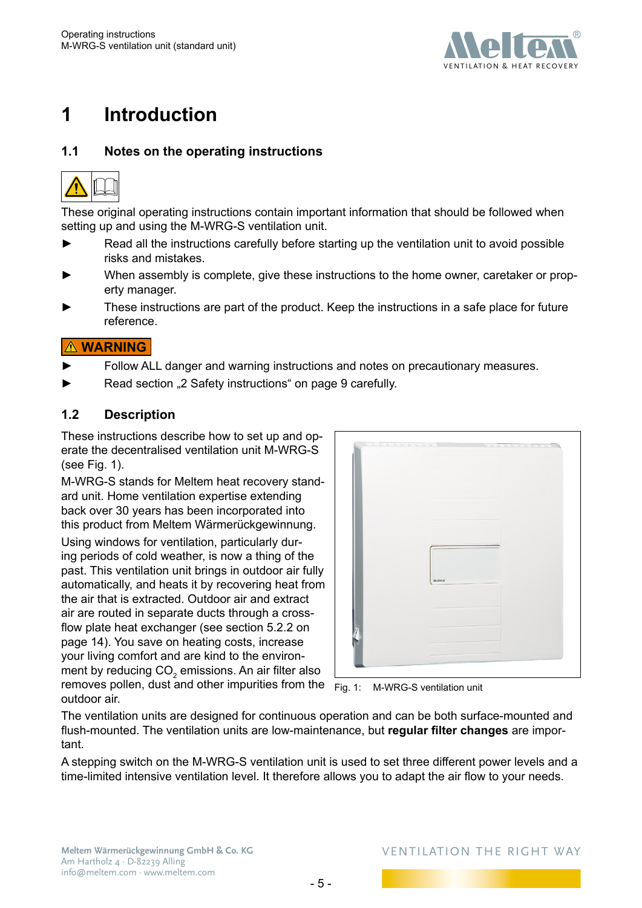// Introduction

# 1 Introduction

## 1.1 Notes on the operating instructions

These original operating instructions contain important information that should be followed when setting up and using the M-WRG-S ventilation unit.

- ► Read all the instructions carefully before starting up the ventilation unit to avoid possible risks and mistakes.
- ► When assembly is complete, give these instructions to the home owner, caretaker or property manager.
- ► These instructions are part of the product. Keep the instructions in a safe place for future reference.

**⚠ WARNING**

- ► Follow ALL danger and warning instructions and notes on precautionary measures.
- ► Read section „2 Safety instructions" on page 9 carefully.

## 1.2 Description

These instructions describe how to set up and operate the decentralised ventilation unit M-WRG-S (see Fig. 1).

M-WRG-S stands for Meltem heat recovery standard unit. Home ventilation expertise extending back over 30 years has been incorporated into this product from Meltem Wärmerückgewinnung.

Using windows for ventilation, particularly during periods of cold weather, is now a thing of the past. This ventilation unit brings in outdoor air fully automatically, and heats it by recovering heat from the air that is extracted. Outdoor air and extract air are routed in separate ducts through a crossflow plate heat exchanger (see section 5.2.2 on page 14). You save on heating costs, increase your living comfort and are kind to the environment by reducing $CO_2$ emissions. An air filter also removes pollen, dust and other impurities from the outdoor air.

Fig. 1: M-WRG-S ventilation unit

The ventilation units are designed for continuous operation and can be both surface-mounted and flush-mounted. The ventilation units are low-maintenance, but **regular filter changes** are important.

A stepping switch on the M-WRG-S ventilation unit is used to set three different power levels and a time-limited intensive ventilation level. It therefore allows you to adapt the air flow to your needs.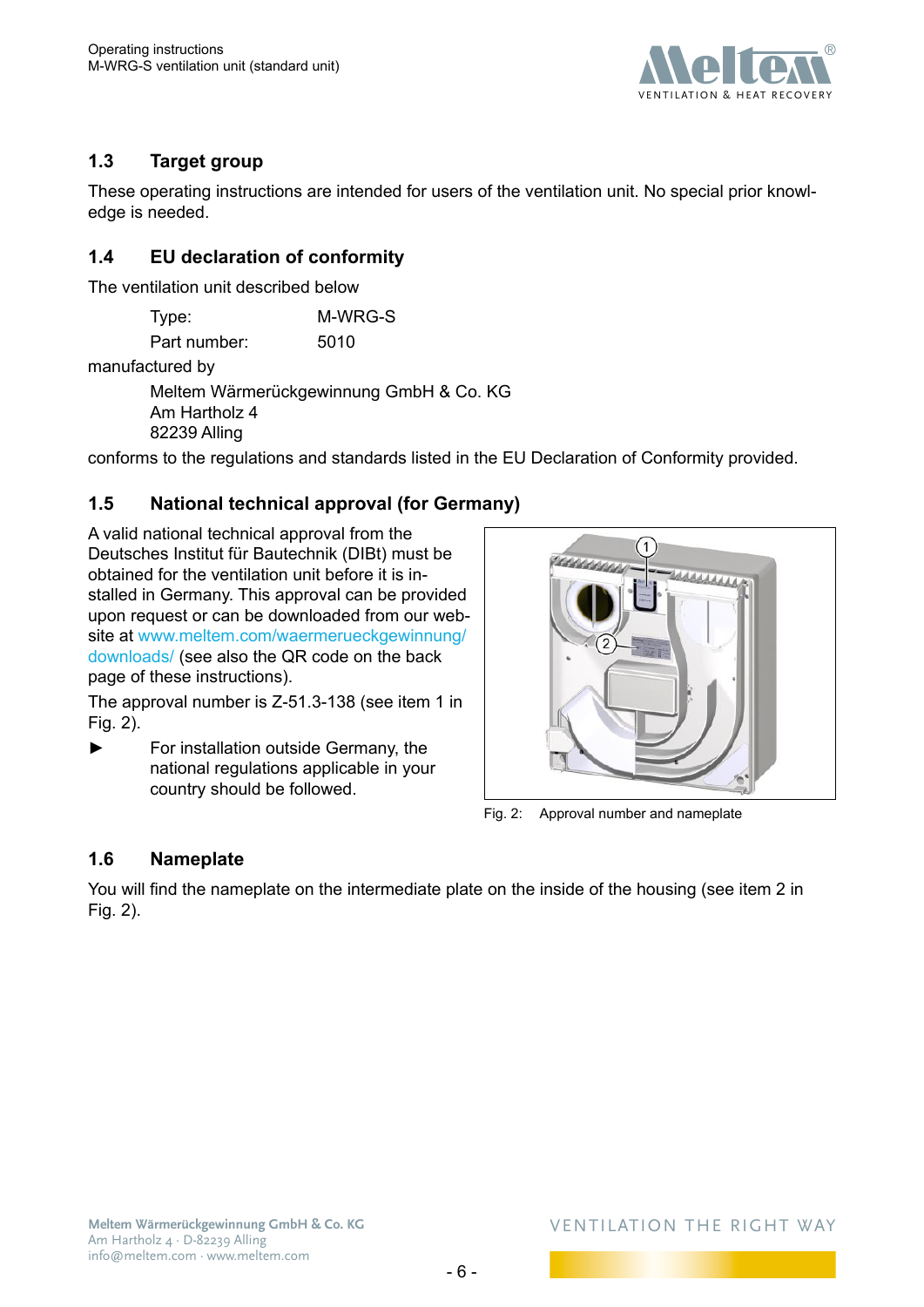## 1.3 Target group

These operating instructions are intended for users of the ventilation unit. No special prior knowledge is needed.

## 1.4 EU declaration of conformity

The ventilation unit described below

Type: M-WRG-S
Part number: 5010

manufactured by

Meltem Wärmerückgewinnung GmbH & Co. KG
Am Hartholz 4
82239 Alling

conforms to the regulations and standards listed in the EU Declaration of Conformity provided.

## 1.5 National technical approval (for Germany)

A valid national technical approval from the Deutsches Institut für Bautechnik (DIBt) must be obtained for the ventilation unit before it is installed in Germany. This approval can be provided upon request or can be downloaded from our website at www.meltem.com/waermerueckgewinnung/downloads/ (see also the QR code on the back page of these instructions).

The approval number is Z-51.3-138 (see item 1 in Fig. 2).

► For installation outside Germany, the national regulations applicable in your country should be followed.

Fig. 2: Approval number and nameplate

## 1.6 Nameplate

You will find the nameplate on the intermediate plate on the inside of the housing (see item 2 in Fig. 2).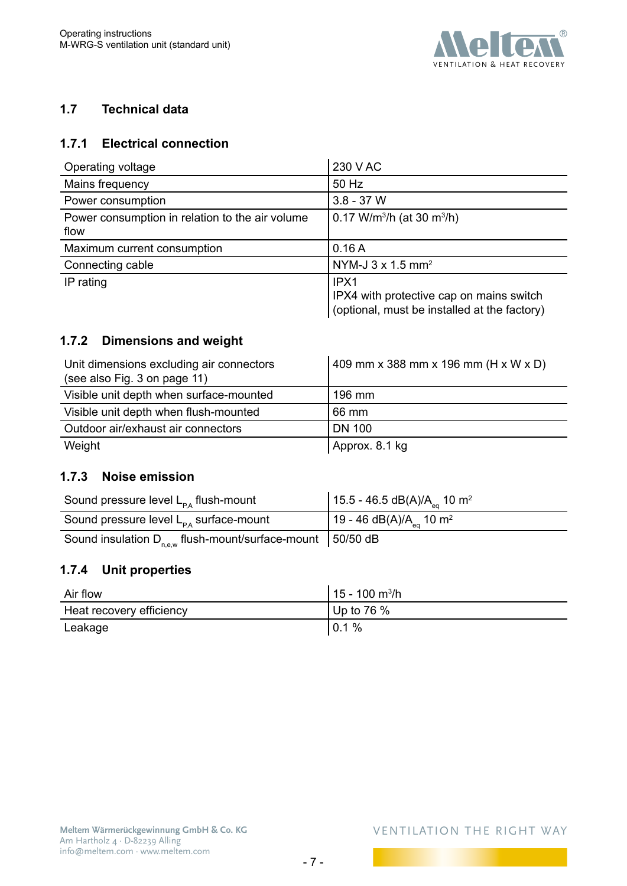## 1.7 Technical data

### 1.7.1 Electrical connection

| | |
|---|---|
| Operating voltage | 230 V AC |
| Mains frequency | 50 Hz |
| Power consumption | 3.8 - 37 W |
| Power consumption in relation to the air volume flow | 0.17 W/m³/h (at 30 m³/h) |
| Maximum current consumption | 0.16 A |
| Connecting cable | NYM-J 3 x 1.5 mm² |
| IP rating | IPX1<br>IPX4 with protective cap on mains switch (optional, must be installed at the factory) |

### 1.7.2 Dimensions and weight

| | |
|---|---|
| Unit dimensions excluding air connectors (see also Fig. 3 on page 11) | 409 mm x 388 mm x 196 mm (H x W x D) |
| Visible unit depth when surface-mounted | 196 mm |
| Visible unit depth when flush-mounted | 66 mm |
| Outdoor air/exhaust air connectors | DN 100 |
| Weight | Approx. 8.1 kg |

### 1.7.3 Noise emission

| | |
|---|---|
| Sound pressure level $L_{P,A}$ flush-mount | 15.5 - 46.5 dB(A)/$A_{eq}$ 10 m² |
| Sound pressure level $L_{P,A}$ surface-mount | 19 - 46 dB(A)/$A_{eq}$ 10 m² |
| Sound insulation $D_{n,e,w}$ flush-mount/surface-mount | 50/50 dB |

### 1.7.4 Unit properties

| | |
|---|---|
| Air flow | 15 - 100 m³/h |
| Heat recovery efficiency | Up to 76 % |
| Leakage | 0.1 % |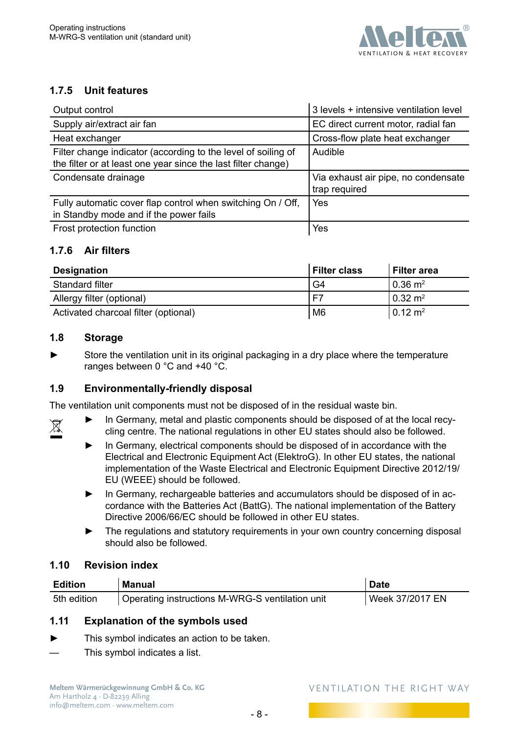### 1.7.5 Unit features

| | |
|---|---|
| Output control | 3 levels + intensive ventilation level |
| Supply air/extract air fan | EC direct current motor, radial fan |
| Heat exchanger | Cross-flow plate heat exchanger |
| Filter change indicator (according to the level of soiling of the filter or at least one year since the last filter change) | Audible |
| Condensate drainage | Via exhaust air pipe, no condensate trap required |
| Fully automatic cover flap control when switching On / Off, in Standby mode and if the power fails | Yes |
| Frost protection function | Yes |

### 1.7.6 Air filters

| Designation | Filter class | Filter area |
|---|---|---|
| Standard filter | G4 | 0.36 $m^2$ |
| Allergy filter (optional) | F7 | 0.32 $m^2$ |
| Activated charcoal filter (optional) | M6 | 0.12 $m^2$ |

## 1.8 Storage

► Store the ventilation unit in its original packaging in a dry place where the temperature ranges between 0 °C and +40 °C.

## 1.9 Environmentally-friendly disposal

The ventilation unit components must not be disposed of in the residual waste bin.

► In Germany, metal and plastic components should be disposed of at the local recycling centre. The national regulations in other EU states should also be followed.

► In Germany, electrical components should be disposed of in accordance with the Electrical and Electronic Equipment Act (ElektroG). In other EU states, the national implementation of the Waste Electrical and Electronic Equipment Directive 2012/19/EU (WEEE) should be followed.

► In Germany, rechargeable batteries and accumulators should be disposed of in accordance with the Batteries Act (BattG). The national implementation of the Battery Directive 2006/66/EC should be followed in other EU states.

► The regulations and statutory requirements in your own country concerning disposal should also be followed.

## 1.10 Revision index

| Edition | Manual | Date |
|---|---|---|
| 5th edition | Operating instructions M-WRG-S ventilation unit | Week 37/2017 EN |

## 1.11 Explanation of the symbols used

► This symbol indicates an action to be taken.

— This symbol indicates a list.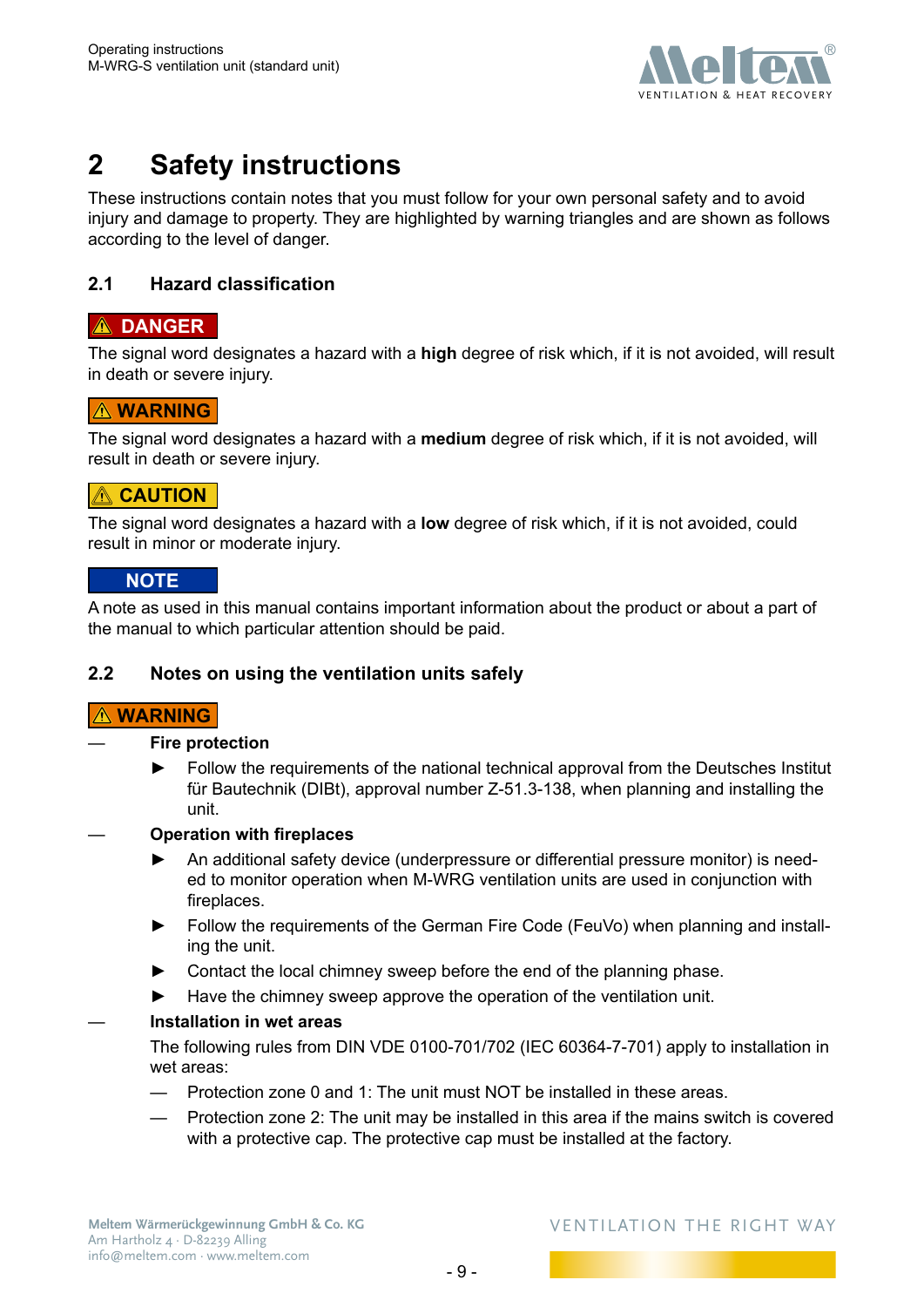# 2 Safety instructions

These instructions contain notes that you must follow for your own personal safety and to avoid injury and damage to property. They are highlighted by warning triangles and are shown as follows according to the level of danger.

## 2.1 Hazard classification

**⚠ DANGER**

The signal word designates a hazard with a **high** degree of risk which, if it is not avoided, will result in death or severe injury.

**⚠ WARNING**

The signal word designates a hazard with a **medium** degree of risk which, if it is not avoided, will result in death or severe injury.

**⚠ CAUTION**

The signal word designates a hazard with a **low** degree of risk which, if it is not avoided, could result in minor or moderate injury.

**NOTE**

A note as used in this manual contains important information about the product or about a part of the manual to which particular attention should be paid.

## 2.2 Notes on using the ventilation units safely

**⚠ WARNING**

— **Fire protection**

- ► Follow the requirements of the national technical approval from the Deutsches Institut für Bautechnik (DIBt), approval number Z-51.3-138, when planning and installing the unit.

— **Operation with fireplaces**

- ► An additional safety device (underpressure or differential pressure monitor) is needed to monitor operation when M-WRG ventilation units are used in conjunction with fireplaces.
- ► Follow the requirements of the German Fire Code (FeuVo) when planning and installing the unit.
- ► Contact the local chimney sweep before the end of the planning phase.
- ► Have the chimney sweep approve the operation of the ventilation unit.

— **Installation in wet areas**

The following rules from DIN VDE 0100-701/702 (IEC 60364-7-701) apply to installation in wet areas:

- — Protection zone 0 and 1: The unit must NOT be installed in these areas.
- — Protection zone 2: The unit may be installed in this area if the mains switch is covered with a protective cap. The protective cap must be installed at the factory.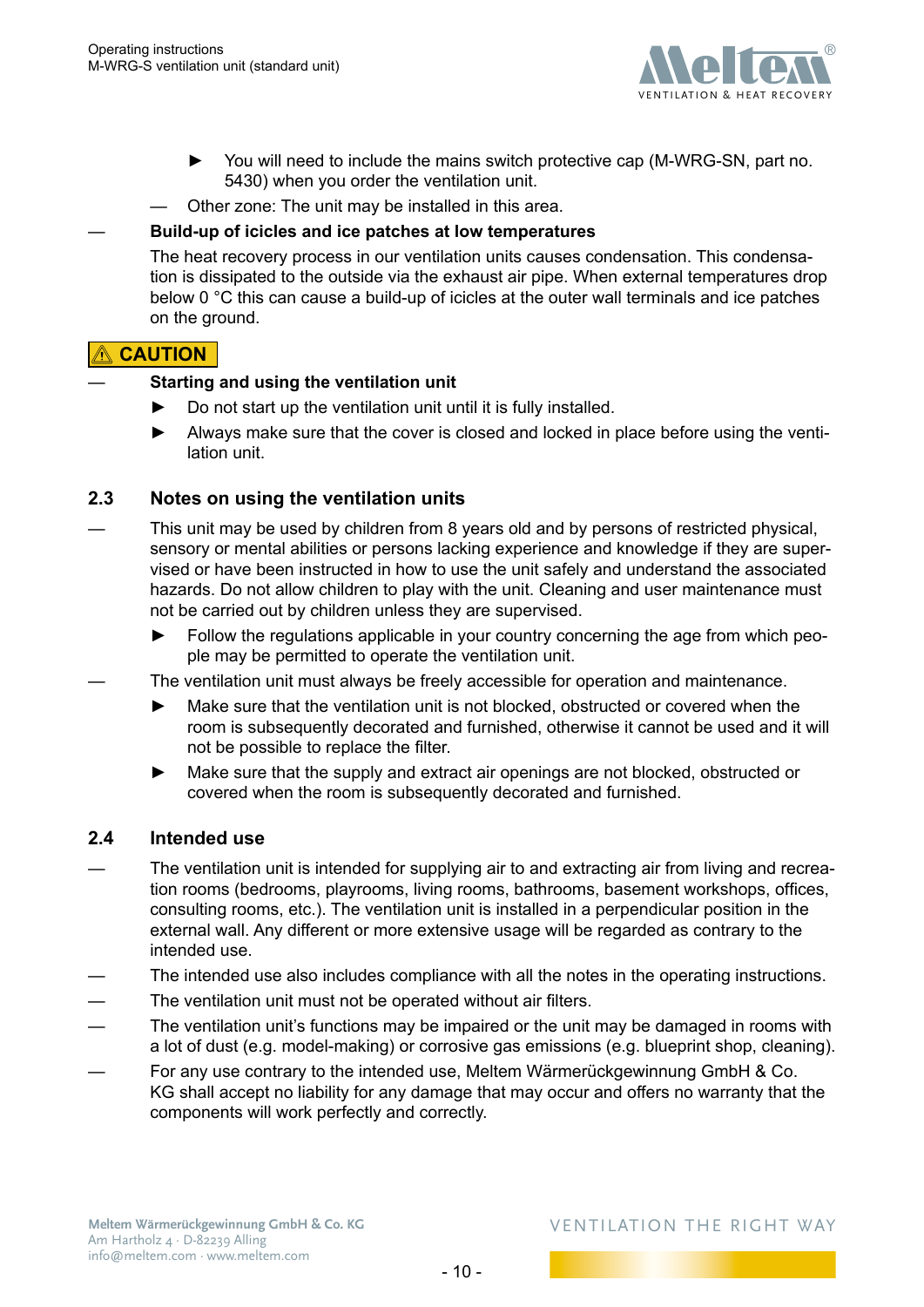- ► You will need to include the mains switch protective cap (M-WRG-SN, part no. 5430) when you order the ventilation unit.
- — Other zone: The unit may be installed in this area.

— **Build-up of icicles and ice patches at low temperatures**

The heat recovery process in our ventilation units causes condensation. This condensation is dissipated to the outside via the exhaust air pipe. When external temperatures drop below 0 °C this can cause a build-up of icicles at the outer wall terminals and ice patches on the ground.

**⚠ CAUTION**

— **Starting and using the ventilation unit**

- ► Do not start up the ventilation unit until it is fully installed.
- ► Always make sure that the cover is closed and locked in place before using the ventilation unit.

## 2.3 Notes on using the ventilation units

— This unit may be used by children from 8 years old and by persons of restricted physical, sensory or mental abilities or persons lacking experience and knowledge if they are supervised or have been instructed in how to use the unit safely and understand the associated hazards. Do not allow children to play with the unit. Cleaning and user maintenance must not be carried out by children unless they are supervised.

- ► Follow the regulations applicable in your country concerning the age from which people may be permitted to operate the ventilation unit.

— The ventilation unit must always be freely accessible for operation and maintenance.

- ► Make sure that the ventilation unit is not blocked, obstructed or covered when the room is subsequently decorated and furnished, otherwise it cannot be used and it will not be possible to replace the filter.
- ► Make sure that the supply and extract air openings are not blocked, obstructed or covered when the room is subsequently decorated and furnished.

## 2.4 Intended use

— The ventilation unit is intended for supplying air to and extracting air from living and recreation rooms (bedrooms, playrooms, living rooms, bathrooms, basement workshops, offices, consulting rooms, etc.). The ventilation unit is installed in a perpendicular position in the external wall. Any different or more extensive usage will be regarded as contrary to the intended use.

— The intended use also includes compliance with all the notes in the operating instructions.

— The ventilation unit must not be operated without air filters.

— The ventilation unit's functions may be impaired or the unit may be damaged in rooms with a lot of dust (e.g. model-making) or corrosive gas emissions (e.g. blueprint shop, cleaning).

— For any use contrary to the intended use, Meltem Wärmerückgewinnung GmbH & Co. KG shall accept no liability for any damage that may occur and offers no warranty that the components will work perfectly and correctly.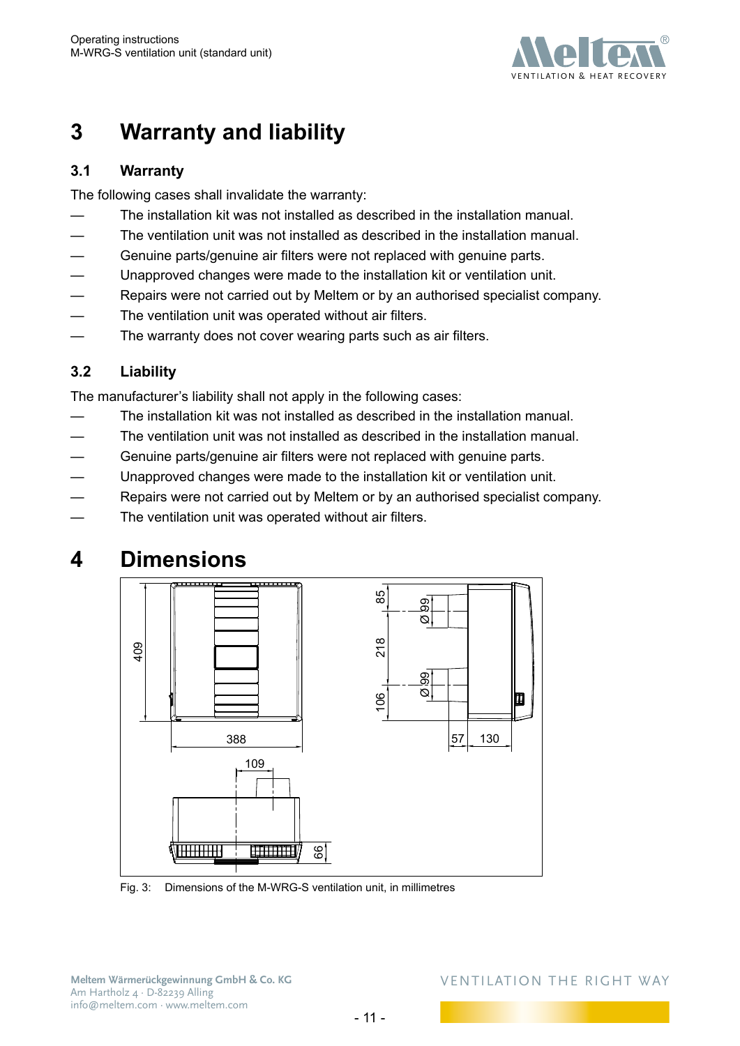# 3 Warranty and liability

## 3.1 Warranty

The following cases shall invalidate the warranty:

— The installation kit was not installed as described in the installation manual.
— The ventilation unit was not installed as described in the installation manual.
— Genuine parts/genuine air filters were not replaced with genuine parts.
— Unapproved changes were made to the installation kit or ventilation unit.
— Repairs were not carried out by Meltem or by an authorised specialist company.
— The ventilation unit was operated without air filters.
— The warranty does not cover wearing parts such as air filters.

## 3.2 Liability

The manufacturer's liability shall not apply in the following cases:

— The installation kit was not installed as described in the installation manual.
— The ventilation unit was not installed as described in the installation manual.
— Genuine parts/genuine air filters were not replaced with genuine parts.
— Unapproved changes were made to the installation kit or ventilation unit.
— Repairs were not carried out by Meltem or by an authorised specialist company.
— The ventilation unit was operated without air filters.

# 4 Dimensions

409 388 85 218 106 Ø 99 Ø 99 57 130 109 66

Fig. 3: Dimensions of the M-WRG-S ventilation unit, in millimetres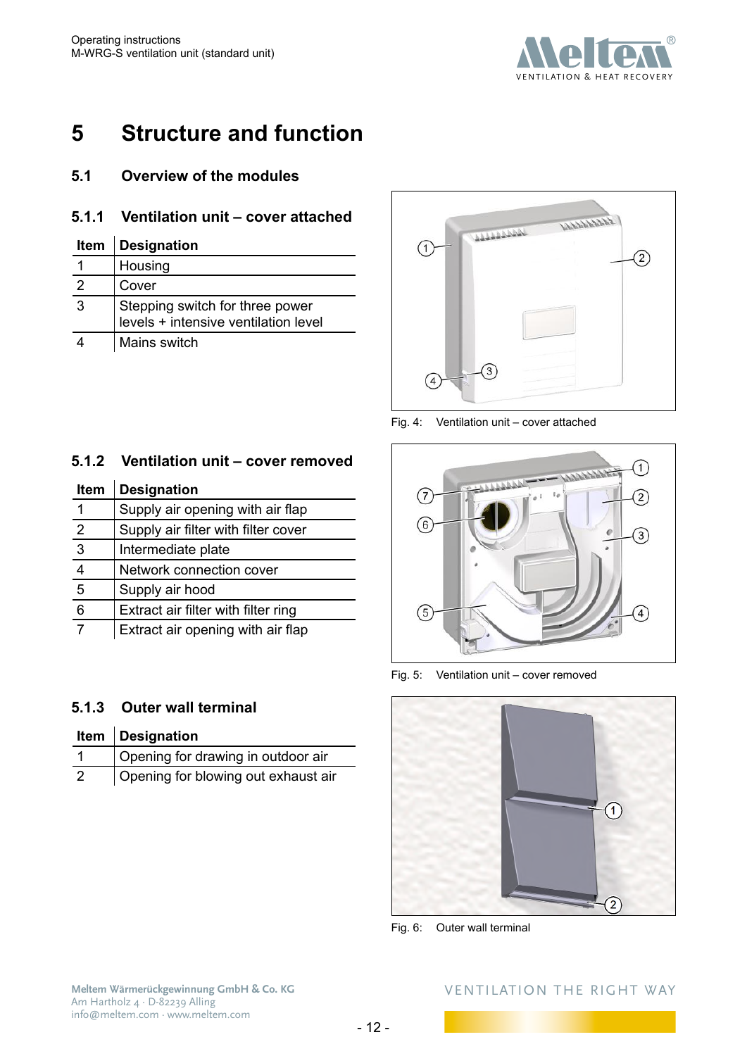# 5 Structure and function

## 5.1 Overview of the modules

### 5.1.1 Ventilation unit – cover attached

| Item | Designation |
|---|---|
| 1 | Housing |
| 2 | Cover |
| 3 | Stepping switch for three power levels + intensive ventilation level |
| 4 | Mains switch |

Fig. 4: Ventilation unit – cover attached

### 5.1.2 Ventilation unit – cover removed

| Item | Designation |
|---|---|
| 1 | Supply air opening with air flap |
| 2 | Supply air filter with filter cover |
| 3 | Intermediate plate |
| 4 | Network connection cover |
| 5 | Supply air hood |
| 6 | Extract air filter with filter ring |
| 7 | Extract air opening with air flap |

Fig. 5: Ventilation unit – cover removed

### 5.1.3 Outer wall terminal

| Item | Designation |
|---|---|
| 1 | Opening for drawing in outdoor air |
| 2 | Opening for blowing out exhaust air |

Fig. 6: Outer wall terminal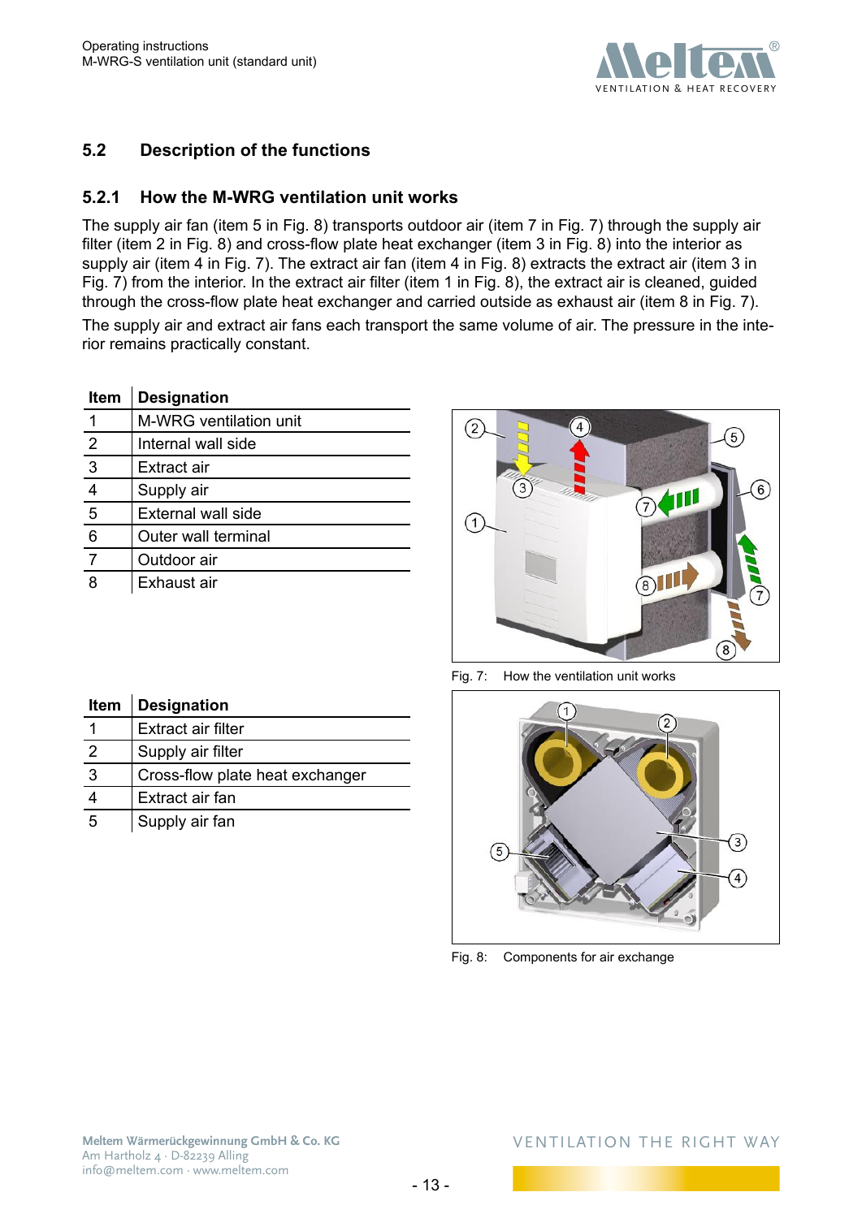## 5.2 Description of the functions

### 5.2.1 How the M-WRG ventilation unit works

The supply air fan (item 5 in Fig. 8) transports outdoor air (item 7 in Fig. 7) through the supply air filter (item 2 in Fig. 8) and cross-flow plate heat exchanger (item 3 in Fig. 8) into the interior as supply air (item 4 in Fig. 7). The extract air fan (item 4 in Fig. 8) extracts the extract air (item 3 in Fig. 7) from the interior. In the extract air filter (item 1 in Fig. 8), the extract air is cleaned, guided through the cross-flow plate heat exchanger and carried outside as exhaust air (item 8 in Fig. 7).

The supply air and extract air fans each transport the same volume of air. The pressure in the interior remains practically constant.

| Item | Designation |
|---|---|
| 1 | M-WRG ventilation unit |
| 2 | Internal wall side |
| 3 | Extract air |
| 4 | Supply air |
| 5 | External wall side |
| 6 | Outer wall terminal |
| 7 | Outdoor air |
| 8 | Exhaust air |

Fig. 7: How the ventilation unit works

| Item | Designation |
|---|---|
| 1 | Extract air filter |
| 2 | Supply air filter |
| 3 | Cross-flow plate heat exchanger |
| 4 | Extract air fan |
| 5 | Supply air fan |

Fig. 8: Components for air exchange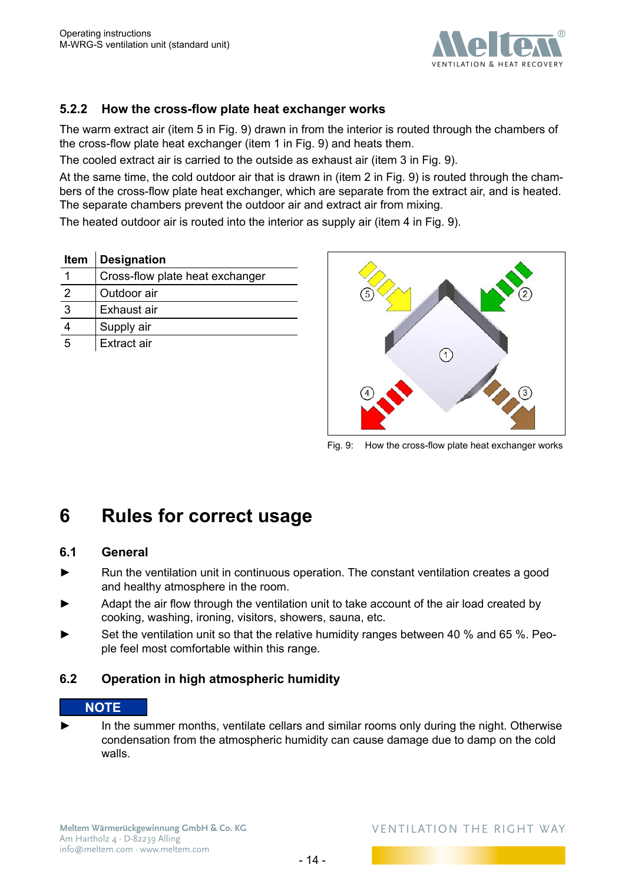### 5.2.2 How the cross-flow plate heat exchanger works

The warm extract air (item 5 in Fig. 9) drawn in from the interior is routed through the chambers of the cross-flow plate heat exchanger (item 1 in Fig. 9) and heats them.

The cooled extract air is carried to the outside as exhaust air (item 3 in Fig. 9).

At the same time, the cold outdoor air that is drawn in (item 2 in Fig. 9) is routed through the chambers of the cross-flow plate heat exchanger, which are separate from the extract air, and is heated. The separate chambers prevent the outdoor air and extract air from mixing.

The heated outdoor air is routed into the interior as supply air (item 4 in Fig. 9).

| Item | Designation |
|---|---|
| 1 | Cross-flow plate heat exchanger |
| 2 | Outdoor air |
| 3 | Exhaust air |
| 4 | Supply air |
| 5 | Extract air |

Fig. 9: How the cross-flow plate heat exchanger works

# 6 Rules for correct usage

## 6.1 General

► Run the ventilation unit in continuous operation. The constant ventilation creates a good and healthy atmosphere in the room.

► Adapt the air flow through the ventilation unit to take account of the air load created by cooking, washing, ironing, visitors, showers, sauna, etc.

► Set the ventilation unit so that the relative humidity ranges between 40 % and 65 %. People feel most comfortable within this range.

## 6.2 Operation in high atmospheric humidity

**NOTE**

► In the summer months, ventilate cellars and similar rooms only during the night. Otherwise condensation from the atmospheric humidity can cause damage due to damp on the cold walls.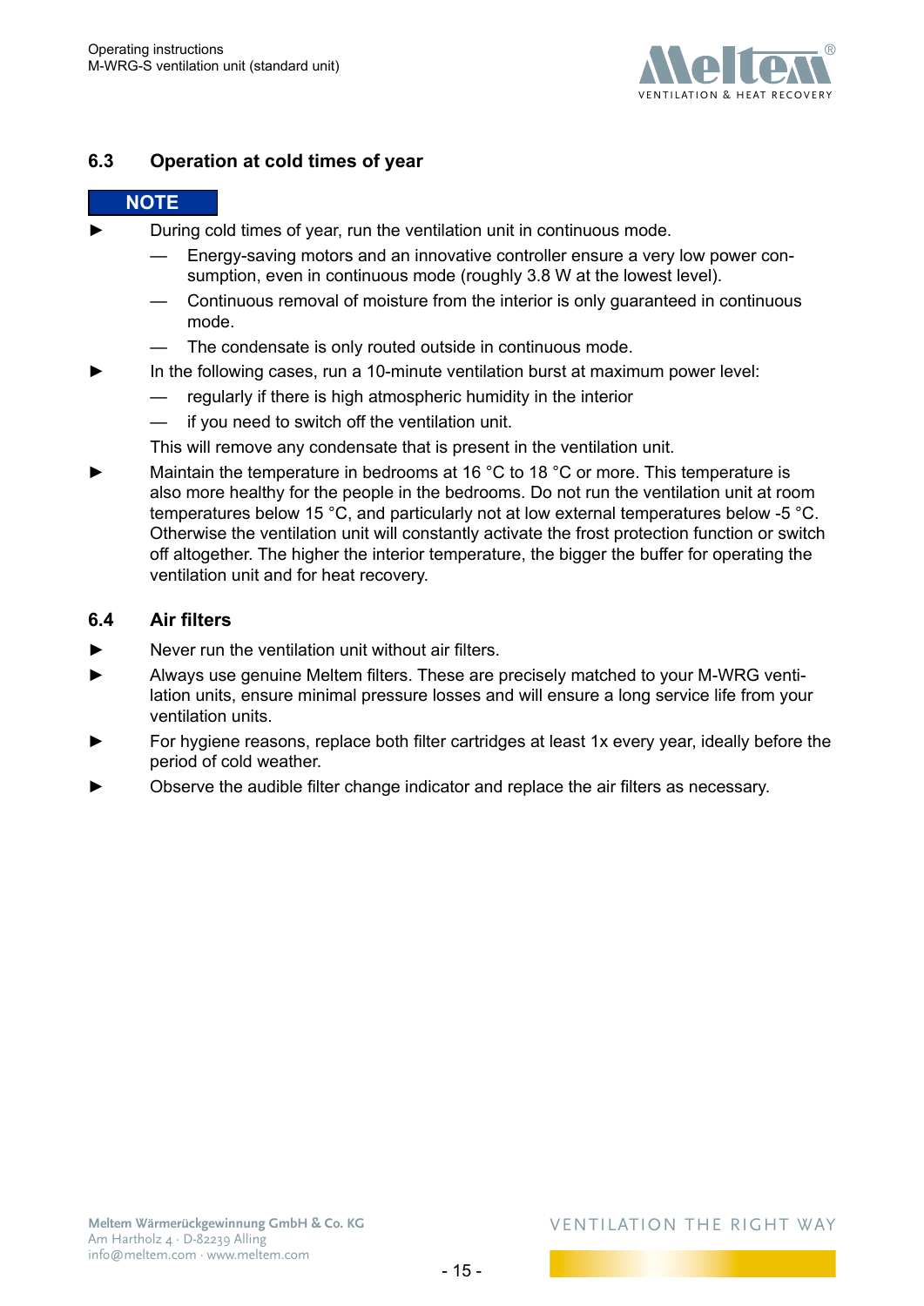## 6.3 Operation at cold times of year

**NOTE**

- During cold times of year, run the ventilation unit in continuous mode.
  - Energy-saving motors and an innovative controller ensure a very low power consumption, even in continuous mode (roughly 3.8 W at the lowest level).
  - Continuous removal of moisture from the interior is only guaranteed in continuous mode.
  - The condensate is only routed outside in continuous mode.
- In the following cases, run a 10-minute ventilation burst at maximum power level:
  - regularly if there is high atmospheric humidity in the interior
  - if you need to switch off the ventilation unit.

  This will remove any condensate that is present in the ventilation unit.
- Maintain the temperature in bedrooms at 16 °C to 18 °C or more. This temperature is also more healthy for the people in the bedrooms. Do not run the ventilation unit at room temperatures below 15 °C, and particularly not at low external temperatures below -5 °C. Otherwise the ventilation unit will constantly activate the frost protection function or switch off altogether. The higher the interior temperature, the bigger the buffer for operating the ventilation unit and for heat recovery.

## 6.4 Air filters

- Never run the ventilation unit without air filters.
- Always use genuine Meltem filters. These are precisely matched to your M-WRG ventilation units, ensure minimal pressure losses and will ensure a long service life from your ventilation units.
- For hygiene reasons, replace both filter cartridges at least 1x every year, ideally before the period of cold weather.
- Observe the audible filter change indicator and replace the air filters as necessary.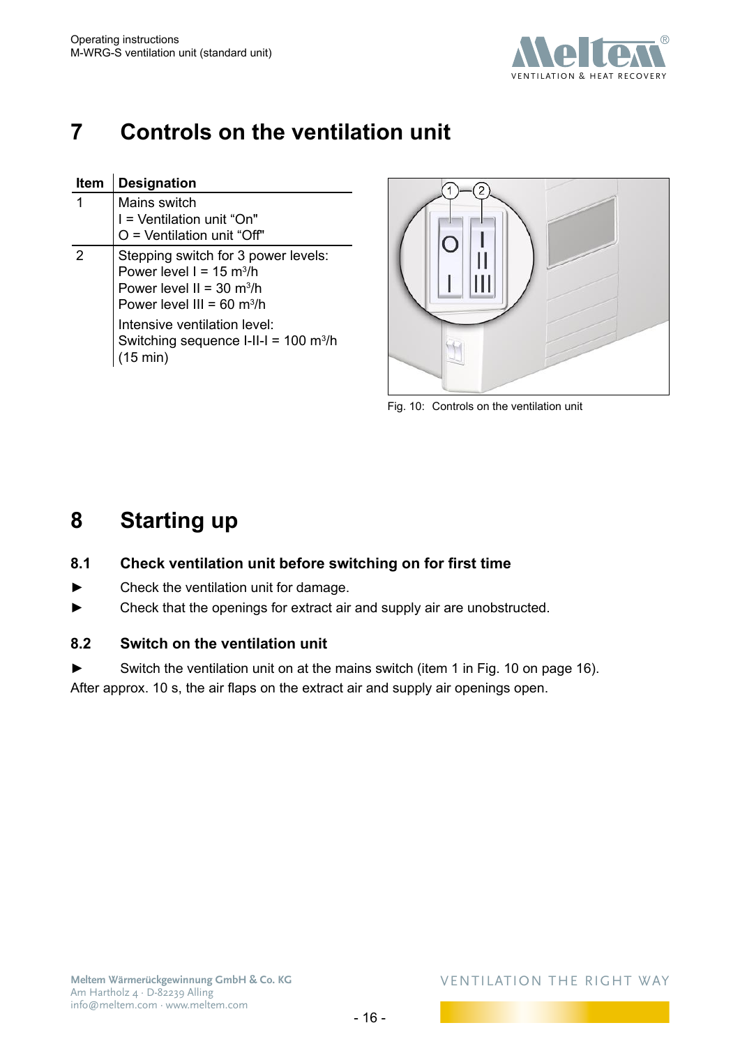# 7 Controls on the ventilation unit

| Item | Designation |
| --- | --- |
| 1 | Mains switch<br>I = Ventilation unit “On"<br>O = Ventilation unit “Off" |
| 2 | Stepping switch for 3 power levels:<br>Power level I = 15 $m^3/h$<br>Power level II = 30 $m^3/h$<br>Power level III = 60 $m^3/h$<br>Intensive ventilation level:<br>Switching sequence I-II-I = 100 $m^3/h$ (15 min) |

Fig. 10: Controls on the ventilation unit

# 8 Starting up

## 8.1 Check ventilation unit before switching on for first time

► Check the ventilation unit for damage.

► Check that the openings for extract air and supply air are unobstructed.

## 8.2 Switch on the ventilation unit

► Switch the ventilation unit on at the mains switch (item 1 in Fig. 10 on page 16).

After approx. 10 s, the air flaps on the extract air and supply air openings open.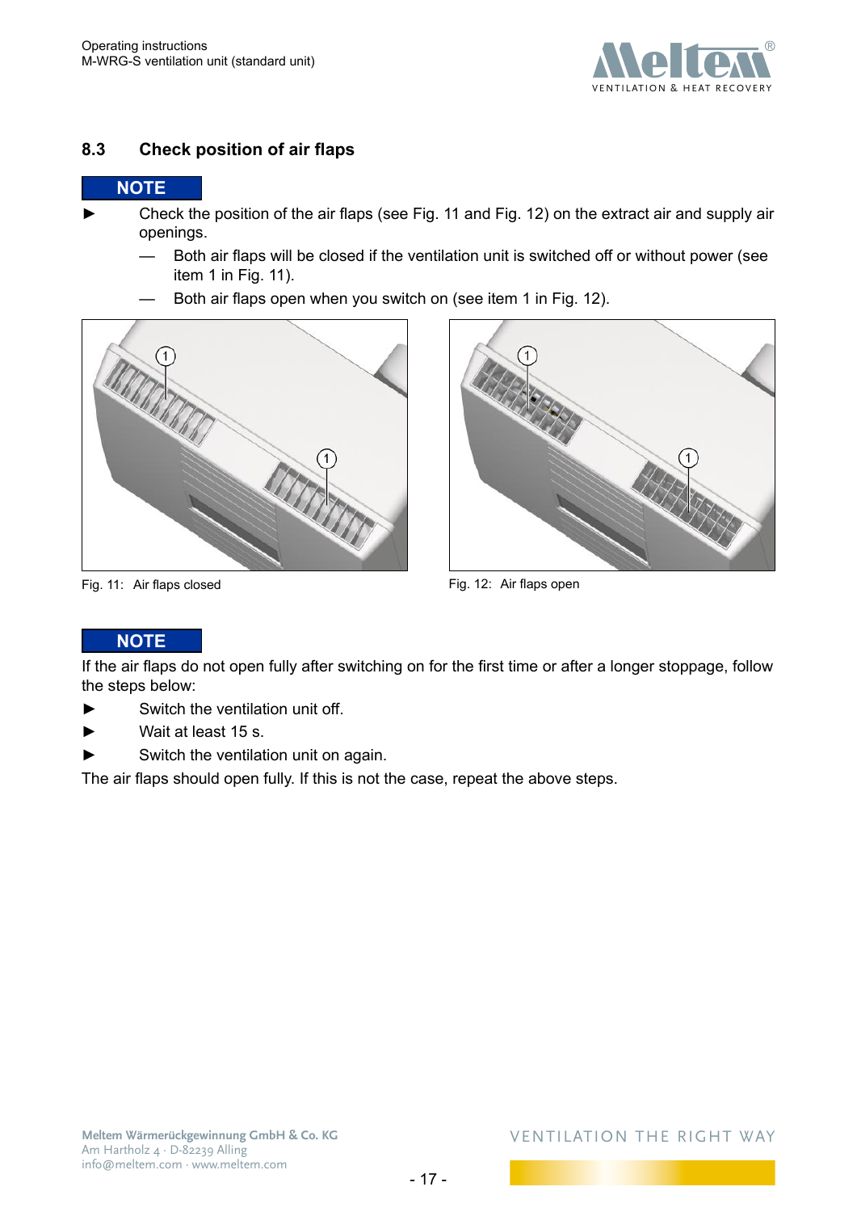## 8.3 Check position of air flaps

**NOTE**

► Check the position of the air flaps (see Fig. 11 and Fig. 12) on the extract air and supply air openings.

— Both air flaps will be closed if the ventilation unit is switched off or without power (see item 1 in Fig. 11).

— Both air flaps open when you switch on (see item 1 in Fig. 12).

Fig. 11: Air flaps closed

Fig. 12: Air flaps open

**NOTE**

If the air flaps do not open fully after switching on for the first time or after a longer stoppage, follow the steps below:

► Switch the ventilation unit off.

► Wait at least 15 s.

► Switch the ventilation unit on again.

The air flaps should open fully. If this is not the case, repeat the above steps.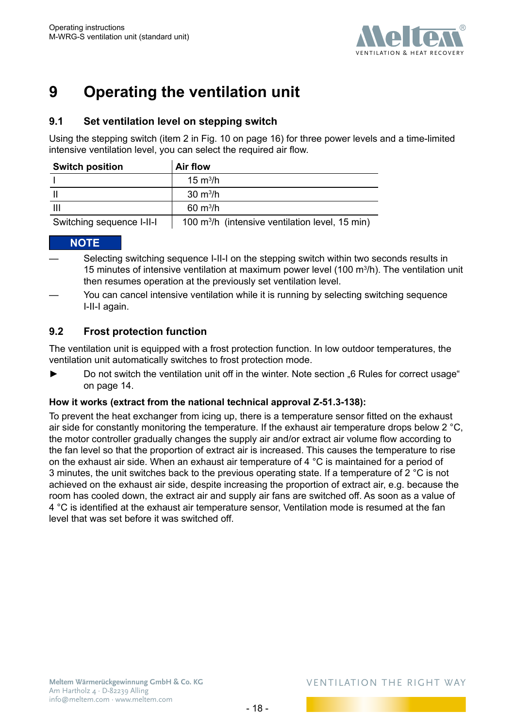# 9 Operating the ventilation unit

## 9.1 Set ventilation level on stepping switch

Using the stepping switch (item 2 in Fig. 10 on page 16) for three power levels and a time-limited intensive ventilation level, you can select the required air flow.

| Switch position | Air flow |
|---|---|
| I | 15 $m^3/h$ |
| II | 30 $m^3/h$ |
| III | 60 $m^3/h$ |
| Switching sequence I-II-I | 100 $m^3/h$ (intensive ventilation level, 15 min) |

**NOTE**

— Selecting switching sequence I-II-I on the stepping switch within two seconds results in 15 minutes of intensive ventilation at maximum power level (100 $m^3/h$). The ventilation unit then resumes operation at the previously set ventilation level.

— You can cancel intensive ventilation while it is running by selecting switching sequence I-II-I again.

## 9.2 Frost protection function

The ventilation unit is equipped with a frost protection function. In low outdoor temperatures, the ventilation unit automatically switches to frost protection mode.

► Do not switch the ventilation unit off in the winter. Note section „6 Rules for correct usage“ on page 14.

**How it works (extract from the national technical approval Z-51.3-138):**

To prevent the heat exchanger from icing up, there is a temperature sensor fitted on the exhaust air side for constantly monitoring the temperature. If the exhaust air temperature drops below 2 °C, the motor controller gradually changes the supply air and/or extract air volume flow according to the fan level so that the proportion of extract air is increased. This causes the temperature to rise on the exhaust air side. When an exhaust air temperature of 4 °C is maintained for a period of 3 minutes, the unit switches back to the previous operating state. If a temperature of 2 °C is not achieved on the exhaust air side, despite increasing the proportion of extract air, e.g. because the room has cooled down, the extract air and supply air fans are switched off. As soon as a value of 4 °C is identified at the exhaust air temperature sensor, Ventilation mode is resumed at the fan level that was set before it was switched off.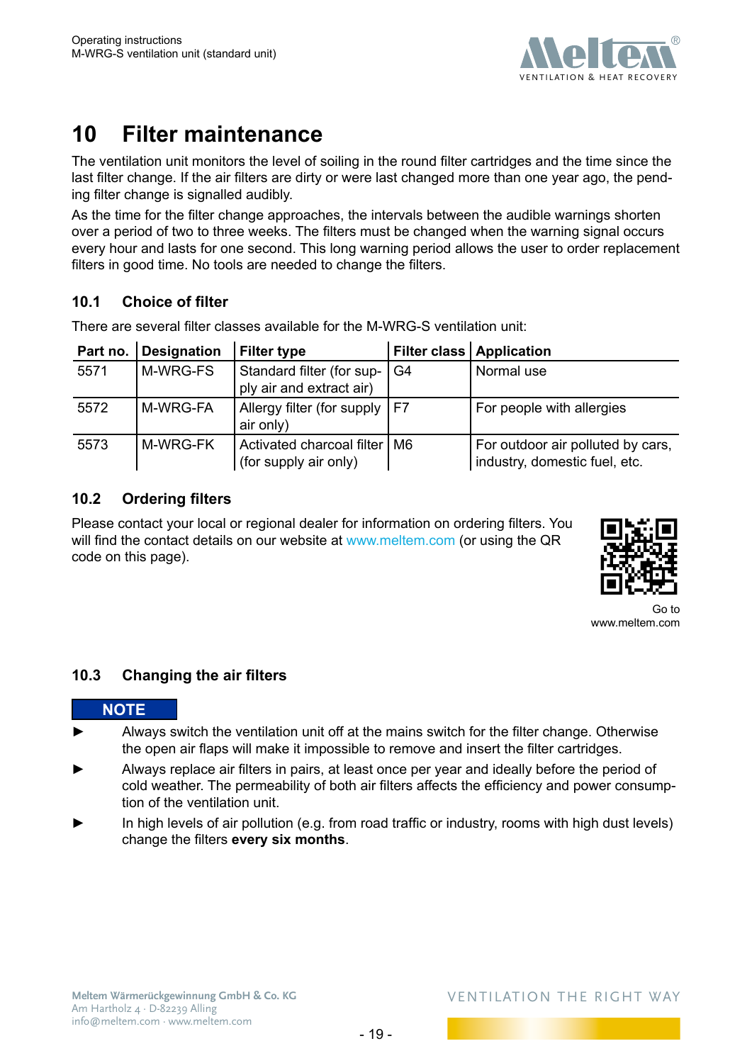# 10 Filter maintenance

The ventilation unit monitors the level of soiling in the round filter cartridges and the time since the last filter change. If the air filters are dirty or were last changed more than one year ago, the pending filter change is signalled audibly.

As the time for the filter change approaches, the intervals between the audible warnings shorten over a period of two to three weeks. The filters must be changed when the warning signal occurs every hour and lasts for one second. This long warning period allows the user to order replacement filters in good time. No tools are needed to change the filters.

## 10.1 Choice of filter

There are several filter classes available for the M-WRG-S ventilation unit:

| Part no. | Designation | Filter type | Filter class | Application |
|---|---|---|---|---|
| 5571 | M-WRG-FS | Standard filter (for supply air and extract air) | G4 | Normal use |
| 5572 | M-WRG-FA | Allergy filter (for supply air only) | F7 | For people with allergies |
| 5573 | M-WRG-FK | Activated charcoal filter (for supply air only) | M6 | For outdoor air polluted by cars, industry, domestic fuel, etc. |

## 10.2 Ordering filters

Please contact your local or regional dealer for information on ordering filters. You will find the contact details on our website at www.meltem.com (or using the QR code on this page).

Go to
www.meltem.com

## 10.3 Changing the air filters

**NOTE**

- ► Always switch the ventilation unit off at the mains switch for the filter change. Otherwise the open air flaps will make it impossible to remove and insert the filter cartridges.
- ► Always replace air filters in pairs, at least once per year and ideally before the period of cold weather. The permeability of both air filters affects the efficiency and power consumption of the ventilation unit.
- ► In high levels of air pollution (e.g. from road traffic or industry, rooms with high dust levels) change the filters **every six months**.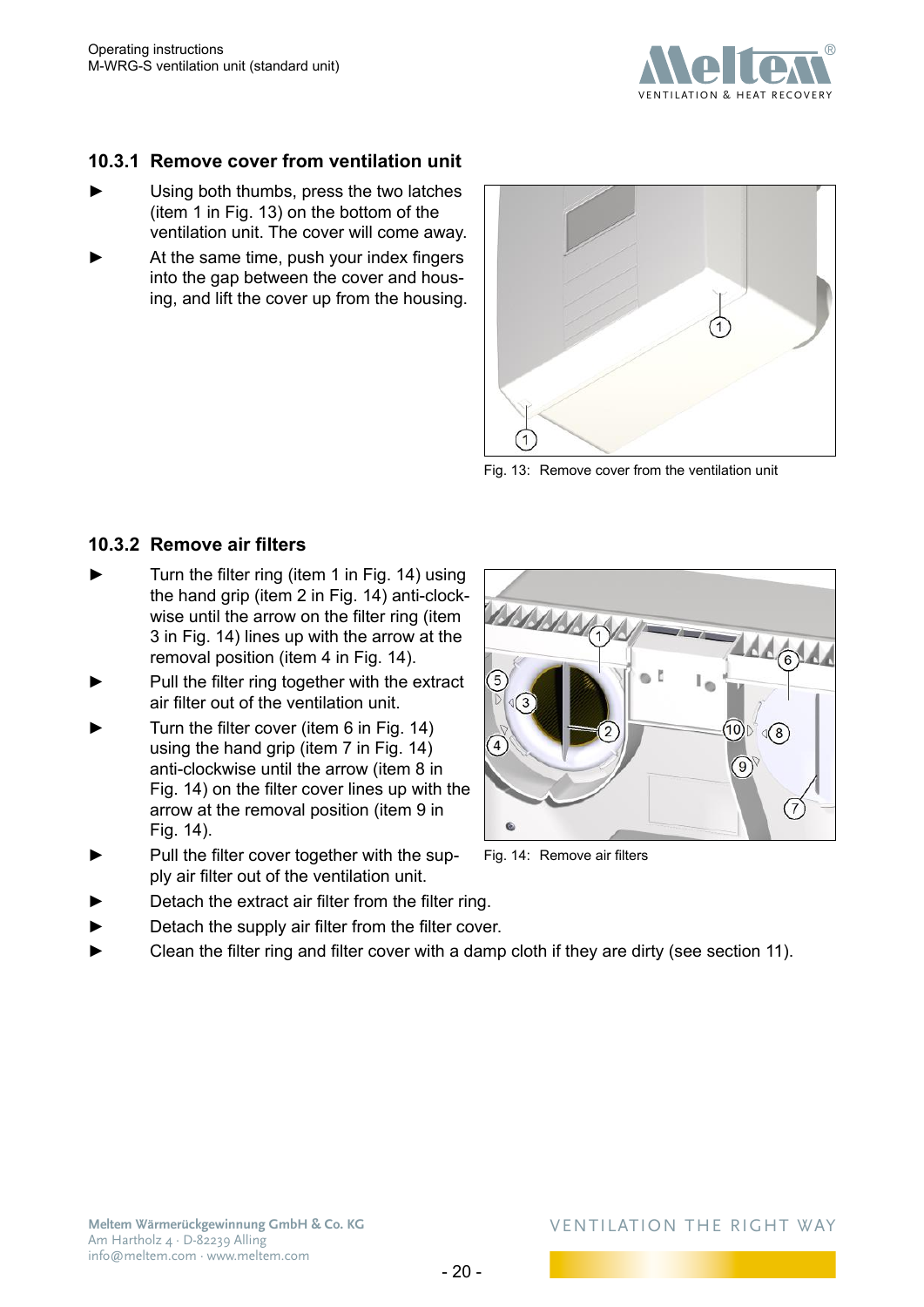### 10.3.1 Remove cover from ventilation unit

- ► Using both thumbs, press the two latches (item 1 in Fig. 13) on the bottom of the ventilation unit. The cover will come away.
- ► At the same time, push your index fingers into the gap between the cover and housing, and lift the cover up from the housing.

Fig. 13: Remove cover from the ventilation unit

### 10.3.2 Remove air filters

- ► Turn the filter ring (item 1 in Fig. 14) using the hand grip (item 2 in Fig. 14) anti-clockwise until the arrow on the filter ring (item 3 in Fig. 14) lines up with the arrow at the removal position (item 4 in Fig. 14).
- ► Pull the filter ring together with the extract air filter out of the ventilation unit.
- ► Turn the filter cover (item 6 in Fig. 14) using the hand grip (item 7 in Fig. 14) anti-clockwise until the arrow (item 8 in Fig. 14) on the filter cover lines up with the arrow at the removal position (item 9 in Fig. 14).
- ► Pull the filter cover together with the supply air filter out of the ventilation unit.
- ► Detach the extract air filter from the filter ring.
- ► Detach the supply air filter from the filter cover.
- ► Clean the filter ring and filter cover with a damp cloth if they are dirty (see section 11).

Fig. 14: Remove air filters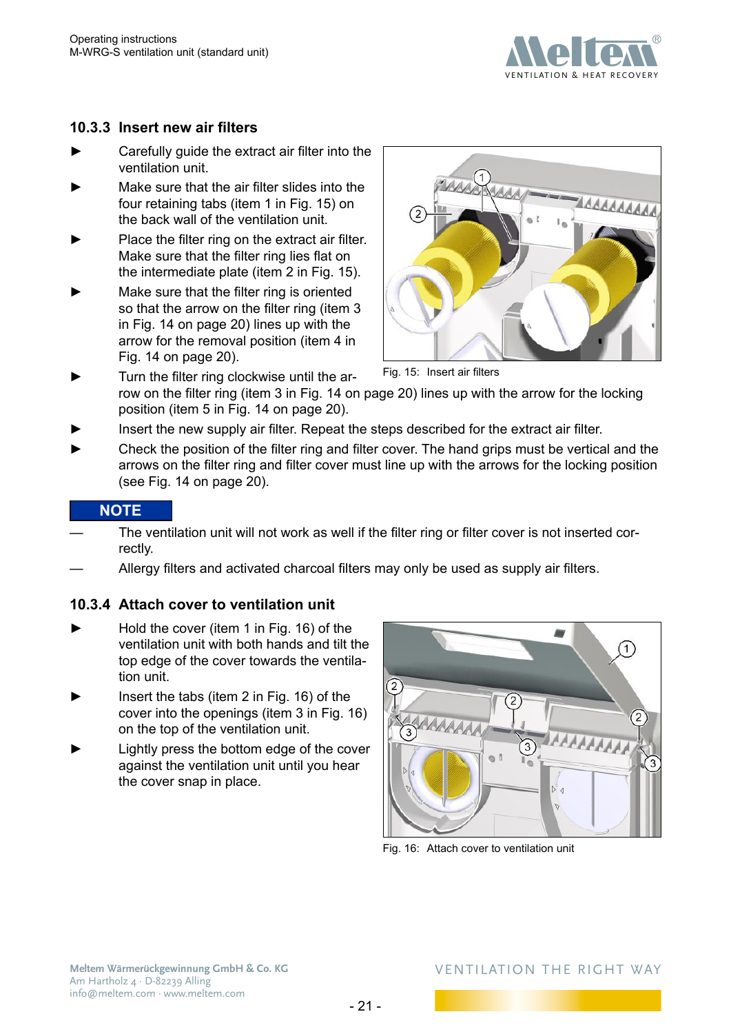### 10.3.3 Insert new air filters

- ► Carefully guide the extract air filter into the ventilation unit.
- ► Make sure that the air filter slides into the four retaining tabs (item 1 in Fig. 15) on the back wall of the ventilation unit.
- ► Place the filter ring on the extract air filter. Make sure that the filter ring lies flat on the intermediate plate (item 2 in Fig. 15).
- ► Make sure that the filter ring is oriented so that the arrow on the filter ring (item 3 in Fig. 14 on page 20) lines up with the arrow for the removal position (item 4 in Fig. 14 on page 20).
- ► Turn the filter ring clockwise until the arrow on the filter ring (item 3 in Fig. 14 on page 20) lines up with the arrow for the locking position (item 5 in Fig. 14 on page 20).
- ► Insert the new supply air filter. Repeat the steps described for the extract air filter.
- ► Check the position of the filter ring and filter cover. The hand grips must be vertical and the arrows on the filter ring and filter cover must line up with the arrows for the locking position (see Fig. 14 on page 20).

Fig. 15: Insert air filters

**NOTE**

- — The ventilation unit will not work as well if the filter ring or filter cover is not inserted correctly.
- — Allergy filters and activated charcoal filters may only be used as supply air filters.

### 10.3.4 Attach cover to ventilation unit

- ► Hold the cover (item 1 in Fig. 16) of the ventilation unit with both hands and tilt the top edge of the cover towards the ventilation unit.
- ► Insert the tabs (item 2 in Fig. 16) of the cover into the openings (item 3 in Fig. 16) on the top of the ventilation unit.
- ► Lightly press the bottom edge of the cover against the ventilation unit until you hear the cover snap in place.

Fig. 16: Attach cover to ventilation unit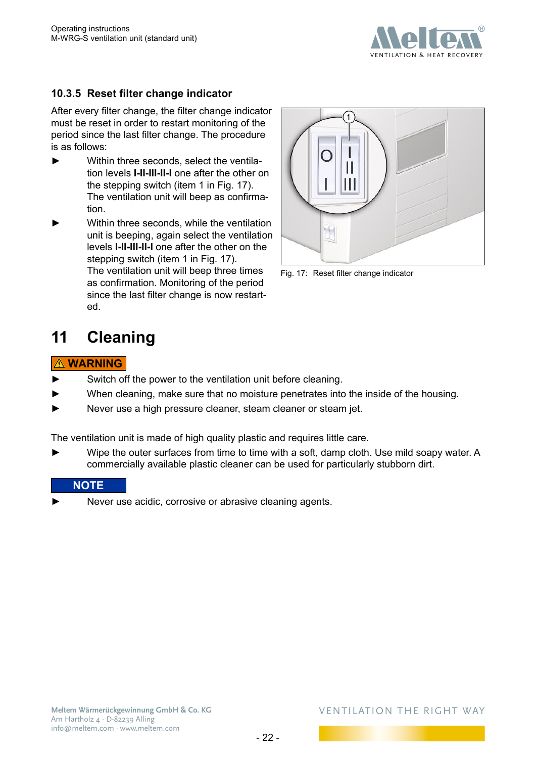### 10.3.5 Reset filter change indicator

After every filter change, the filter change indicator must be reset in order to restart monitoring of the period since the last filter change. The procedure is as follows:

- ► Within three seconds, select the ventilation levels **I-II-III-II-I** one after the other on the stepping switch (item 1 in Fig. 17). The ventilation unit will beep as confirmation.
- ► Within three seconds, while the ventilation unit is beeping, again select the ventilation levels **I-II-III-II-I** one after the other on the stepping switch (item 1 in Fig. 17). The ventilation unit will beep three times as confirmation. Monitoring of the period since the last filter change is now restarted.

Fig. 17: Reset filter change indicator

# 11 Cleaning

**⚠ WARNING**

- ► Switch off the power to the ventilation unit before cleaning.
- ► When cleaning, make sure that no moisture penetrates into the inside of the housing.
- ► Never use a high pressure cleaner, steam cleaner or steam jet.

The ventilation unit is made of high quality plastic and requires little care.

- ► Wipe the outer surfaces from time to time with a soft, damp cloth. Use mild soapy water. A commercially available plastic cleaner can be used for particularly stubborn dirt.

**NOTE**

- ► Never use acidic, corrosive or abrasive cleaning agents.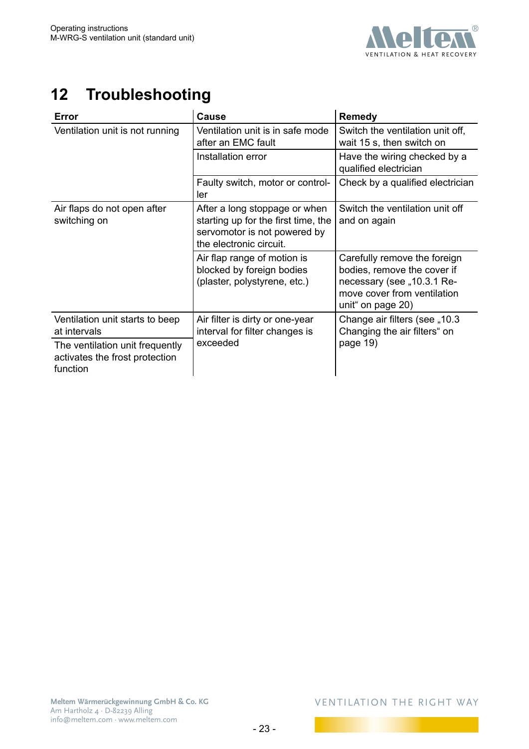# 12 Troubleshooting

| Error | Cause | Remedy |
|---|---|---|
| Ventilation unit is not running | Ventilation unit is in safe mode after an EMC fault | Switch the ventilation unit off, wait 15 s, then switch on |
| | Installation error | Have the wiring checked by a qualified electrician |
| | Faulty switch, motor or controller | Check by a qualified electrician |
| Air flaps do not open after switching on | After a long stoppage or when starting up for the first time, the servomotor is not powered by the electronic circuit. | Switch the ventilation unit off and on again |
| | Air flap range of motion is blocked by foreign bodies (plaster, polystyrene, etc.) | Carefully remove the foreign bodies, remove the cover if necessary (see „10.3.1 Remove cover from ventilation unit“ on page 20) |
| Ventilation unit starts to beep at intervals | Air filter is dirty or one-year interval for filter changes is exceeded | Change air filters (see „10.3 Changing the air filters“ on page 19) |
| The ventilation unit frequently activates the frost protection function | | |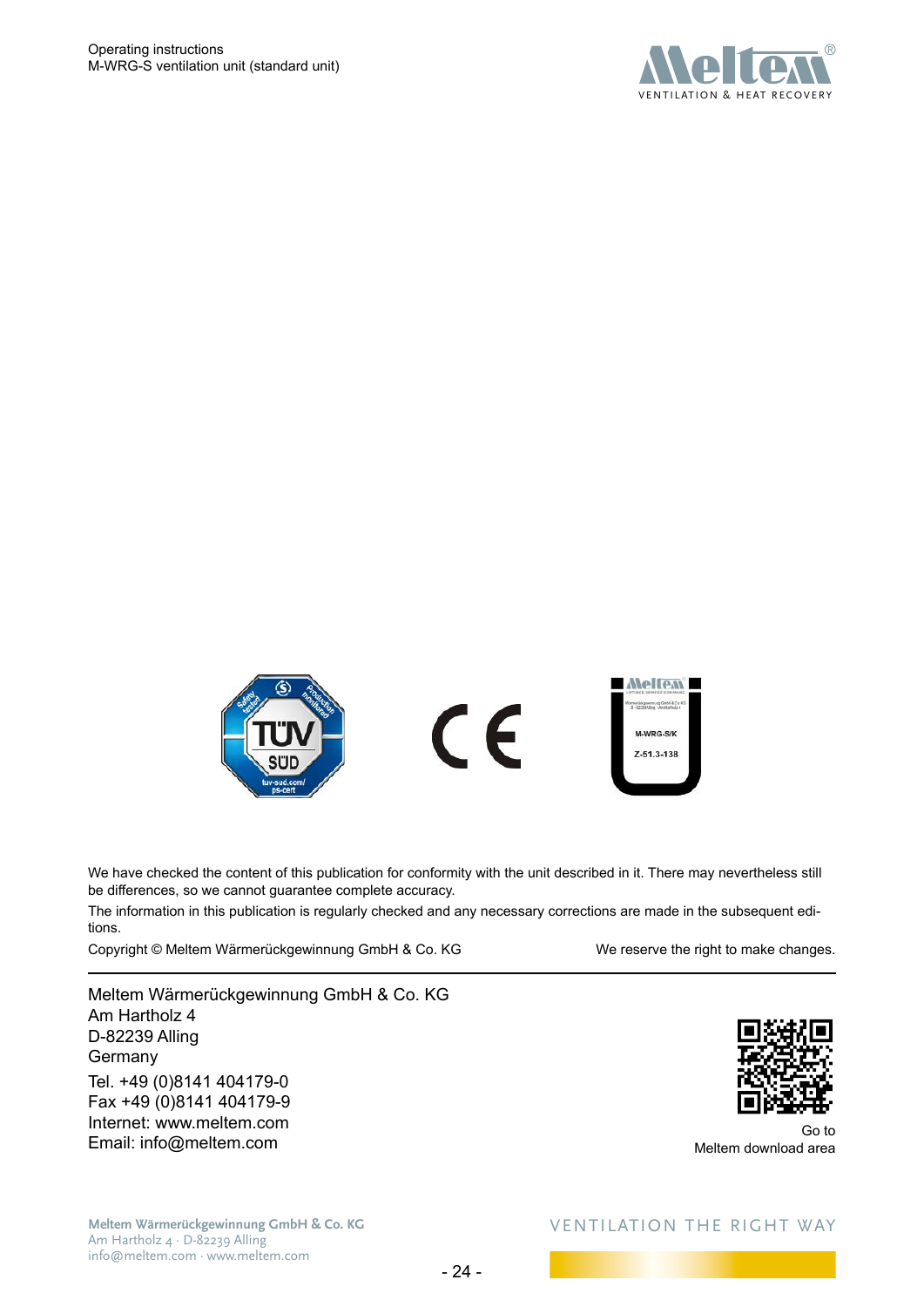We have checked the content of this publication for conformity with the unit described in it. There may nevertheless still be differences, so we cannot guarantee complete accuracy.

The information in this publication is regularly checked and any necessary corrections are made in the subsequent editions.

Copyright © Meltem Wärmerückgewinnung GmbH & Co. KG

We reserve the right to make changes.

---

Meltem Wärmerückgewinnung GmbH & Co. KG
Am Hartholz 4
D-82239 Alling
Germany

Tel. +49 (0)8141 404179-0
Fax +49 (0)8141 404179-9
Internet: www.meltem.com
Email: info@meltem.com

Go to
Meltem download area